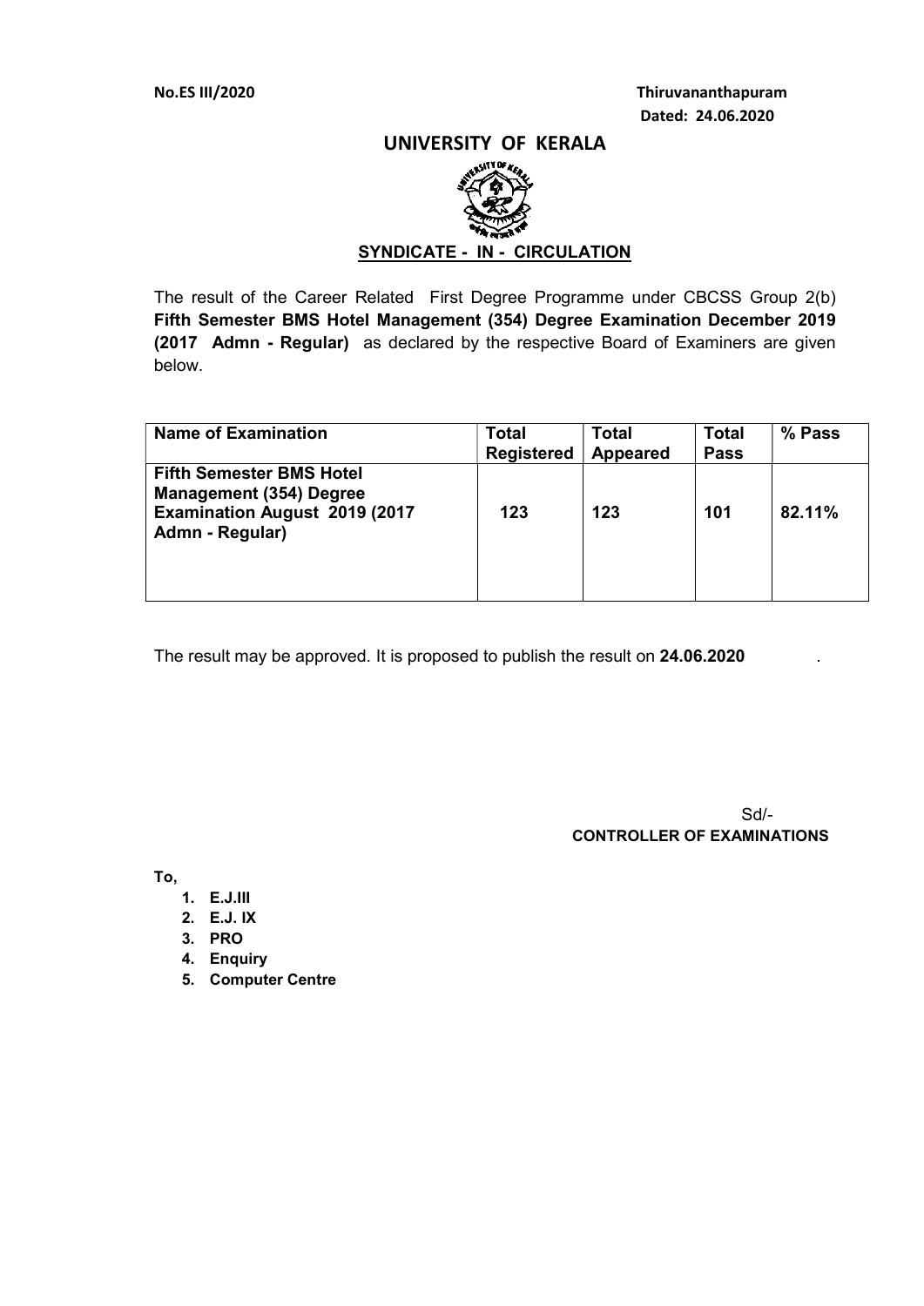No.ES III/2020

Thiruvananthapuram
Dated: 24.06.2020

# UNIVERSITY OF KERALA

## SYNDICATE - IN - CIRCULATION

The result of the Career Related First Degree Programme under CBCSS Group 2(b) **Fifth Semester BMS Hotel Management (354) Degree Examination December 2019 (2017 Admn - Regular)** as declared by the respective Board of Examiners are given below.

| Name of Examination | Total Registered | Total Appeared | Total Pass | % Pass |
|---|---|---|---|---|
| **Fifth Semester BMS Hotel Management (354) Degree Examination August 2019 (2017 Admn - Regular)** | **123** | **123** | **101** | **82.11%** |

The result may be approved. It is proposed to publish the result on **24.06.2020** .

Sd/-
**CONTROLLER OF EXAMINATIONS**

**To,**

1. **E.J.III**
2. **E.J. IX**
3. **PRO**
4. **Enquiry**
5. **Computer Centre**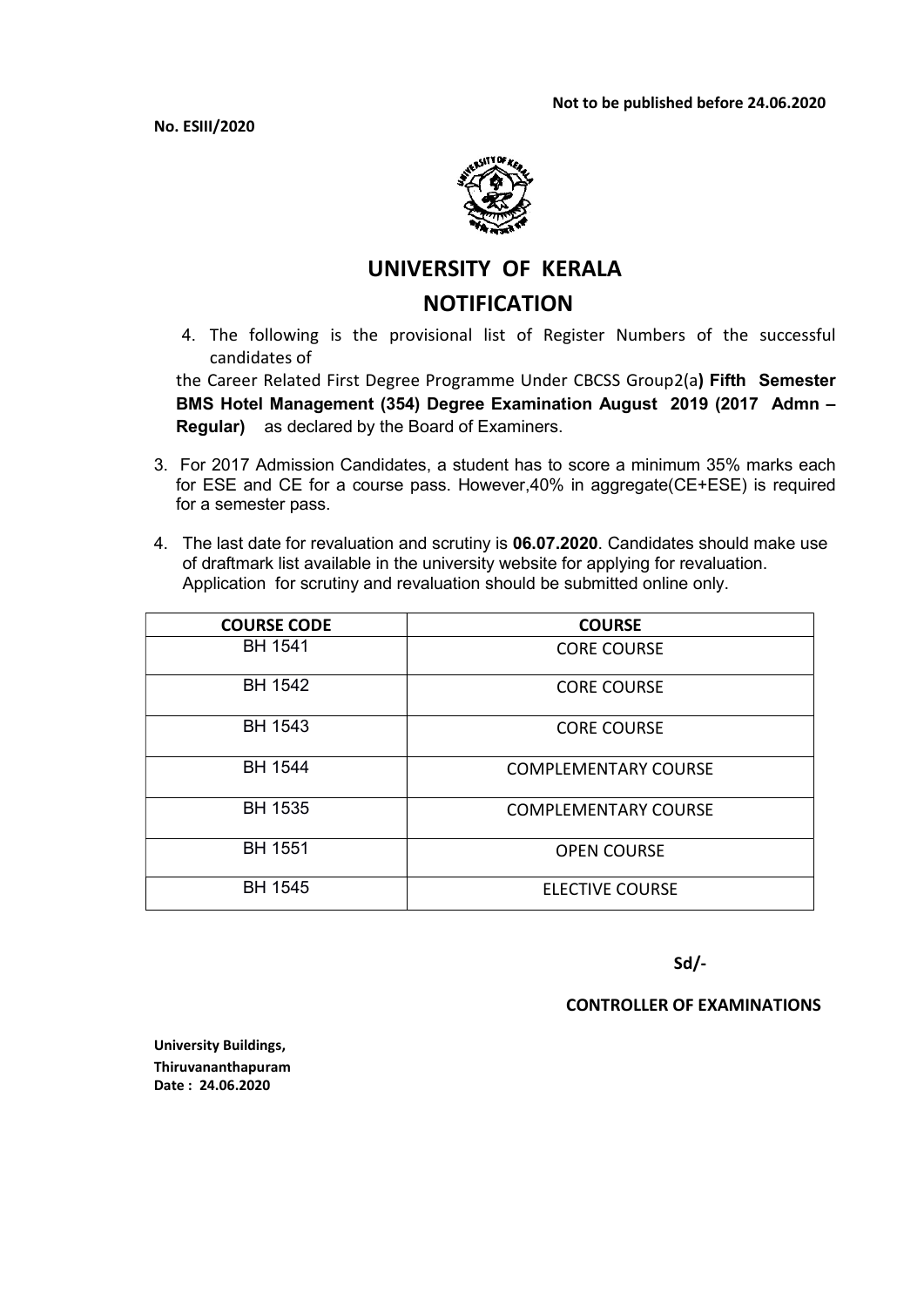**Not to be published before 24.06.2020**

**No. ESIII/2020**

# UNIVERSITY OF KERALA

## NOTIFICATION

4. The following is the provisional list of Register Numbers of the successful candidates of

the Career Related First Degree Programme Under CBCSS Group2(a**) Fifth Semester BMS Hotel Management (354) Degree Examination August 2019 (2017 Admn – Regular)** as declared by the Board of Examiners.

3. For 2017 Admission Candidates, a student has to score a minimum 35% marks each for ESE and CE for a course pass. However,40% in aggregate(CE+ESE) is required for a semester pass.

4. The last date for revaluation and scrutiny is **06.07.2020**. Candidates should make use of draftmark list available in the university website for applying for revaluation. Application for scrutiny and revaluation should be submitted online only.

| COURSE CODE | COURSE |
|---|---|
| BH 1541 | CORE COURSE |
| BH 1542 | CORE COURSE |
| BH 1543 | CORE COURSE |
| BH 1544 | COMPLEMENTARY COURSE |
| BH 1535 | COMPLEMENTARY COURSE |
| BH 1551 | OPEN COURSE |
| BH 1545 | ELECTIVE COURSE |

**Sd/-**

**CONTROLLER OF EXAMINATIONS**

**University Buildings,**
**Thiruvananthapuram**
**Date : 24.06.2020**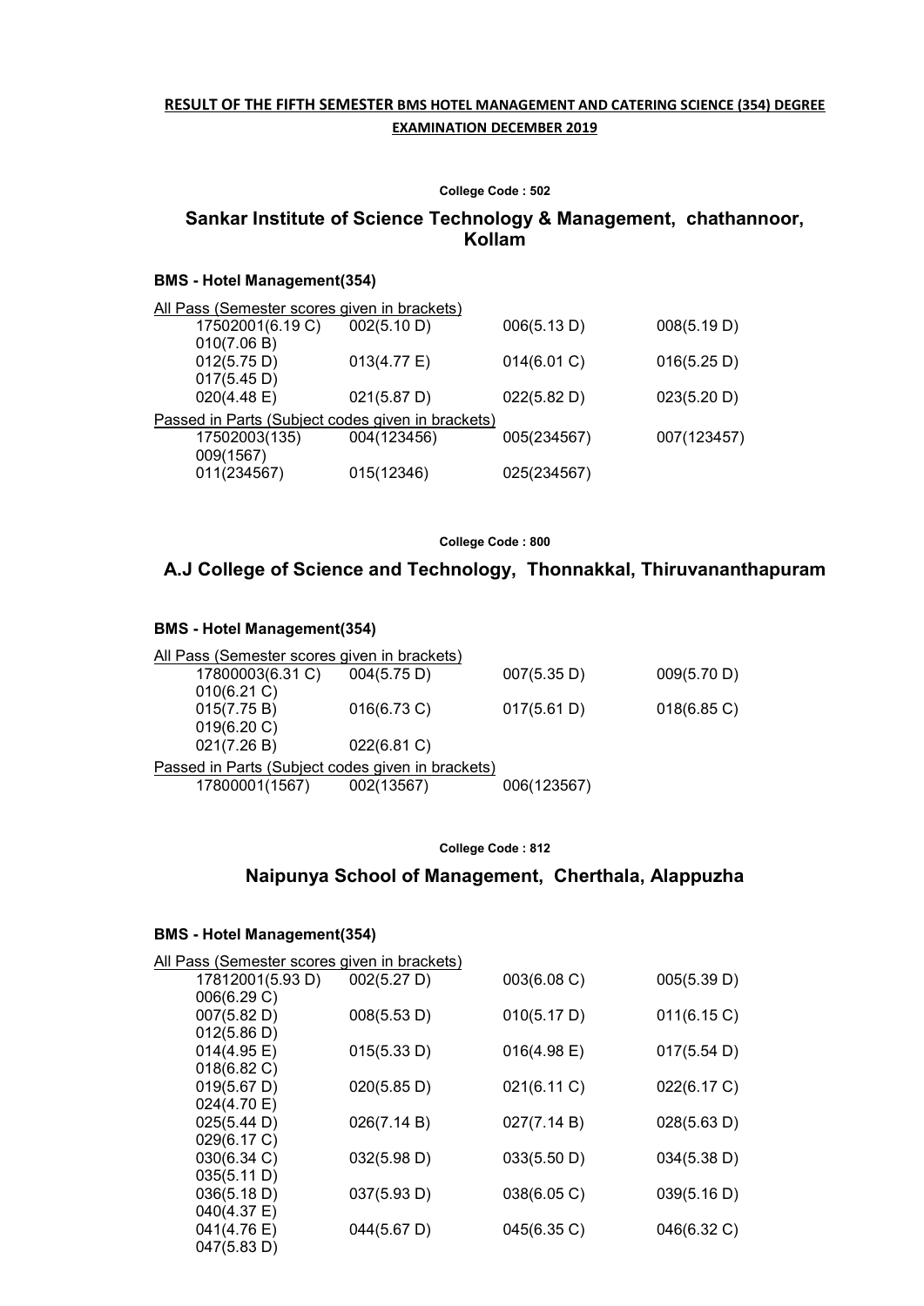**RESULT OF THE FIFTH SEMESTER BMS HOTEL MANAGEMENT AND CATERING SCIENCE (354) DEGREE EXAMINATION DECEMBER 2019**

**College Code : 502**

## Sankar Institute of Science Technology & Management, chathannoor, Kollam

### BMS - Hotel Management(354)

All Pass (Semester scores given in brackets)

| | | | |
|---|---|---|---|
| 17502001(6.19 C) | 002(5.10 D) | 006(5.13 D) | 008(5.19 D) |
| 010(7.06 B) | | | |
| 012(5.75 D) | 013(4.77 E) | 014(6.01 C) | 016(5.25 D) |
| 017(5.45 D) | | | |
| 020(4.48 E) | 021(5.87 D) | 022(5.82 D) | 023(5.20 D) |

Passed in Parts (Subject codes given in brackets)

| | | | |
|---|---|---|---|
| 17502003(135) | 004(123456) | 005(234567) | 007(123457) |
| 009(1567) | | | |
| 011(234567) | 015(12346) | 025(234567) | |

**College Code : 800**

## A.J College of Science and Technology, Thonnakkal, Thiruvananthapuram

### BMS - Hotel Management(354)

All Pass (Semester scores given in brackets)

| | | | |
|---|---|---|---|
| 17800003(6.31 C) | 004(5.75 D) | 007(5.35 D) | 009(5.70 D) |
| 010(6.21 C) | | | |
| 015(7.75 B) | 016(6.73 C) | 017(5.61 D) | 018(6.85 C) |
| 019(6.20 C) | | | |
| 021(7.26 B) | 022(6.81 C) | | |

Passed in Parts (Subject codes given in brackets)

| | | |
|---|---|---|
| 17800001(1567) | 002(13567) | 006(123567) |

**College Code : 812**

## Naipunya School of Management, Cherthala, Alappuzha

### BMS - Hotel Management(354)

All Pass (Semester scores given in brackets)

| | | | |
|---|---|---|---|
| 17812001(5.93 D) | 002(5.27 D) | 003(6.08 C) | 005(5.39 D) |
| 006(6.29 C) | | | |
| 007(5.82 D) | 008(5.53 D) | 010(5.17 D) | 011(6.15 C) |
| 012(5.86 D) | | | |
| 014(4.95 E) | 015(5.33 D) | 016(4.98 E) | 017(5.54 D) |
| 018(6.82 C) | | | |
| 019(5.67 D) | 020(5.85 D) | 021(6.11 C) | 022(6.17 C) |
| 024(4.70 E) | | | |
| 025(5.44 D) | 026(7.14 B) | 027(7.14 B) | 028(5.63 D) |
| 029(6.17 C) | | | |
| 030(6.34 C) | 032(5.98 D) | 033(5.50 D) | 034(5.38 D) |
| 035(5.11 D) | | | |
| 036(5.18 D) | 037(5.93 D) | 038(6.05 C) | 039(5.16 D) |
| 040(4.37 E) | | | |
| 041(4.76 E) | 044(5.67 D) | 045(6.35 C) | 046(6.32 C) |
| 047(5.83 D) | | | |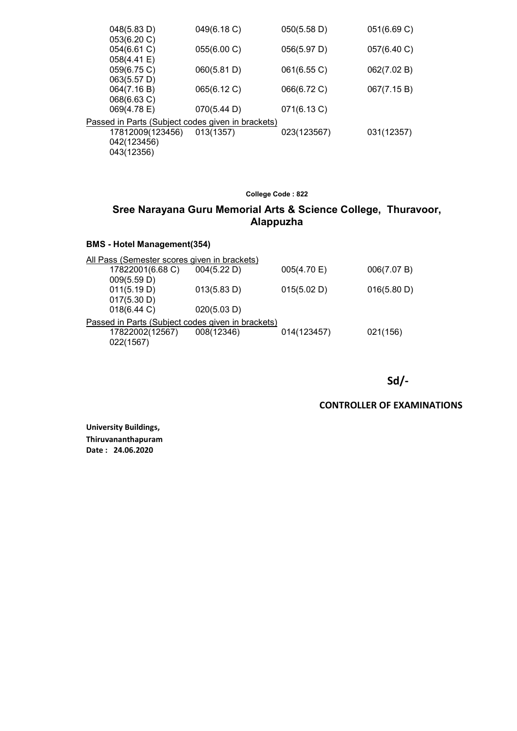| | | | |
|---|---|---|---|
| 048(5.83 D) | 049(6.18 C) | 050(5.58 D) | 051(6.69 C) |
| 053(6.20 C) | | | |
| 054(6.61 C) | 055(6.00 C) | 056(5.97 D) | 057(6.40 C) |
| 058(4.41 E) | | | |
| 059(6.75 C) | 060(5.81 D) | 061(6.55 C) | 062(7.02 B) |
| 063(5.57 D) | | | |
| 064(7.16 B) | 065(6.12 C) | 066(6.72 C) | 067(7.15 B) |
| 068(6.63 C) | | | |
| 069(4.78 E) | 070(5.44 D) | 071(6.13 C) | |

Passed in Parts (Subject codes given in brackets)

| | | | |
|---|---|---|---|
| 17812009(123456) | 013(1357) | 023(123567) | 031(12357) |
| 042(123456) | | | |
| 043(12356) | | | |

**College Code : 822**

## Sree Narayana Guru Memorial Arts & Science College, Thuravoor, Alappuzha

### BMS - Hotel Management(354)

All Pass (Semester scores given in brackets)

| | | | |
|---|---|---|---|
| 17822001(6.68 C) | 004(5.22 D) | 005(4.70 E) | 006(7.07 B) |
| 009(5.59 D) | | | |
| 011(5.19 D) | 013(5.83 D) | 015(5.02 D) | 016(5.80 D) |
| 017(5.30 D) | | | |
| 018(6.44 C) | 020(5.03 D) | | |

Passed in Parts (Subject codes given in brackets)

| | | | |
|---|---|---|---|
| 17822002(12567) | 008(12346) | 014(123457) | 021(156) |
| 022(1567) | | | |

**Sd/-**

**CONTROLLER OF EXAMINATIONS**

**University Buildings,**
**Thiruvananthapuram**
**Date : 24.06.2020**